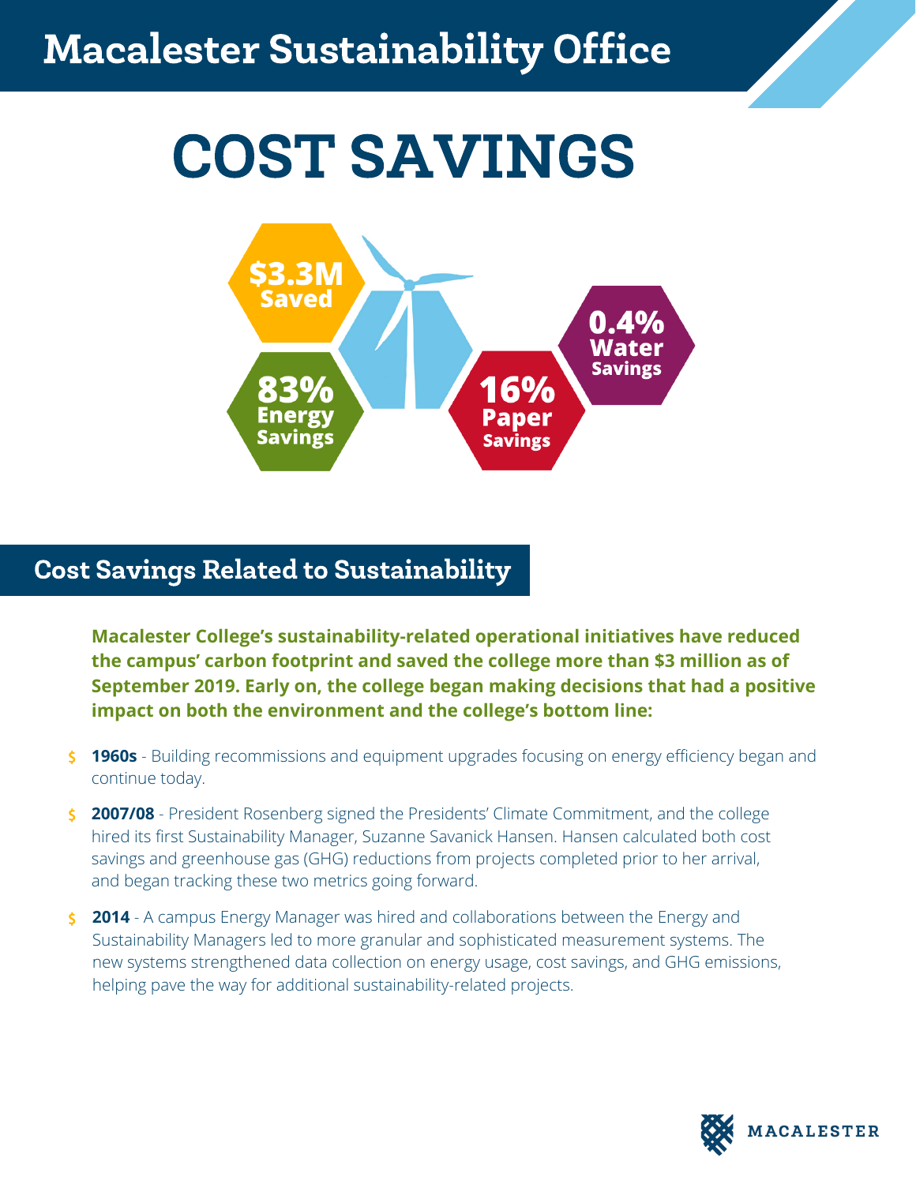# Macalester Sustainability Office

# COST SAVINGS

**$3.3M** Saved

**83%** Energy Savings

**16%** Paper Savings

**0.4%** Water Savings

## Cost Savings Related to Sustainability

**Macalester College's sustainability-related operational initiatives have reduced the campus' carbon footprint and saved the college more than $3 million as of September 2019. Early on, the college began making decisions that had a positive impact on both the environment and the college's bottom line:**

- **1960s** - Building recommissions and equipment upgrades focusing on energy efficiency began and continue today.
- **2007/08** - President Rosenberg signed the Presidents' Climate Commitment, and the college hired its first Sustainability Manager, Suzanne Savanick Hansen. Hansen calculated both cost savings and greenhouse gas (GHG) reductions from projects completed prior to her arrival, and began tracking these two metrics going forward.
- **2014** - A campus Energy Manager was hired and collaborations between the Energy and Sustainability Managers led to more granular and sophisticated measurement systems. The new systems strengthened data collection on energy usage, cost savings, and GHG emissions, helping pave the way for additional sustainability-related projects.

MACALESTER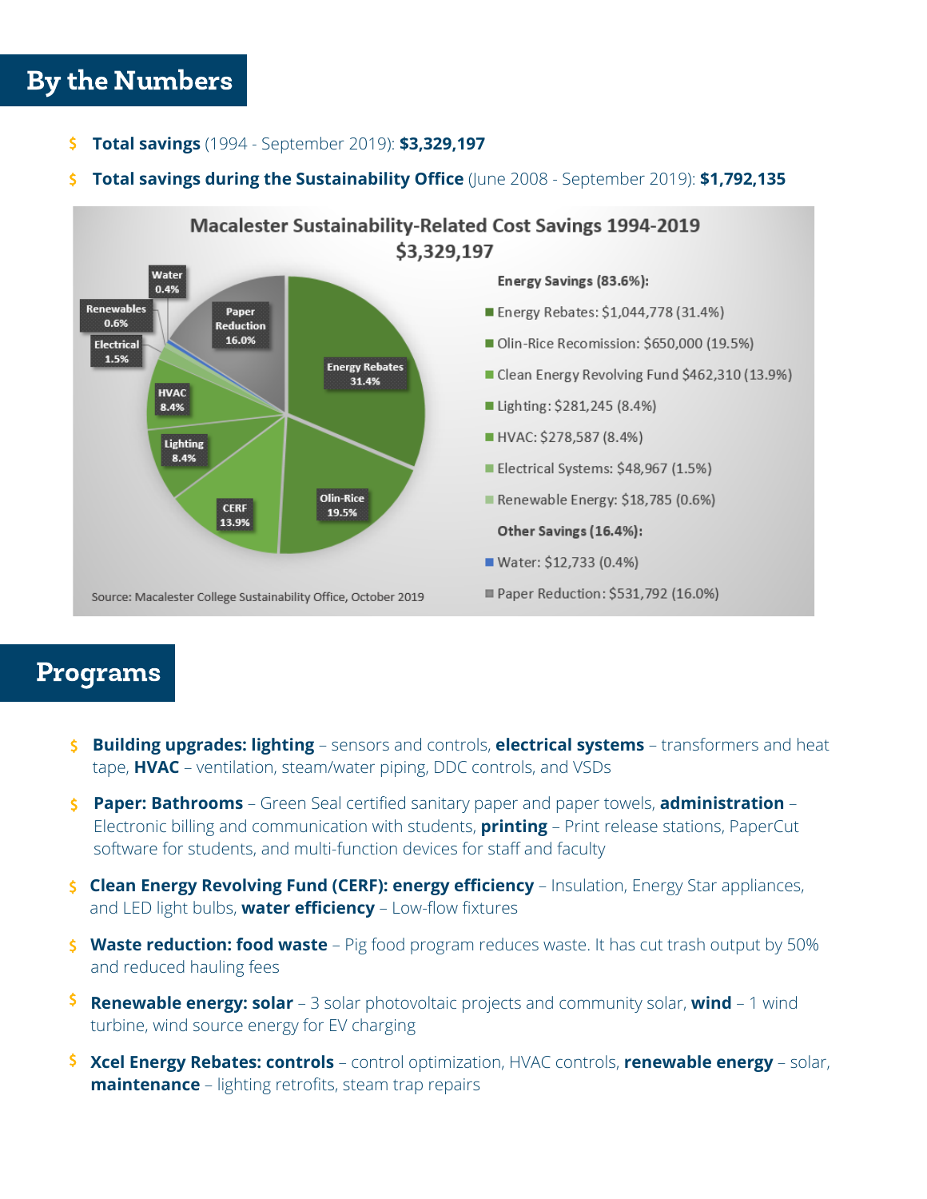## By the Numbers

- **Total savings** (1994 - September 2019): **$3,329,197**
- **Total savings during the Sustainability Office** (June 2008 - September 2019): **$1,792,135**

Macalester Sustainability-Related Cost Savings 1994-2019
$3,329,197

Water 0.4%
Renewables 0.6%
Electrical 1.5%
HVAC 8.4%
Lighting 8.4%
CERF 13.9%
Olin-Rice 19.5%
Energy Rebates 31.4%
Paper Reduction 16.0%

**Energy Savings (83.6%):**

Energy Rebates: $1,044,778 (31.4%)
Olin-Rice Recomission: $650,000 (19.5%)
Clean Energy Revolving Fund $462,310 (13.9%)
Lighting: $281,245 (8.4%)
HVAC: $278,587 (8.4%)
Electrical Systems: $48,967 (1.5%)
Renewable Energy: $18,785 (0.6%)

**Other Savings (16.4%):**

Water: $12,733 (0.4%)
Paper Reduction: $531,792 (16.0%)

Source: Macalester College Sustainability Office, October 2019

## Programs

- **Building upgrades: lighting** – sensors and controls, **electrical systems** – transformers and heat tape, **HVAC** – ventilation, steam/water piping, DDC controls, and VSDs
- **Paper: Bathrooms** – Green Seal certified sanitary paper and paper towels, **administration** – Electronic billing and communication with students, **printing** – Print release stations, PaperCut software for students, and multi-function devices for staff and faculty
- **Clean Energy Revolving Fund (CERF): energy efficiency** – Insulation, Energy Star appliances, and LED light bulbs, **water efficiency** – Low-flow fixtures
- **Waste reduction: food waste** – Pig food program reduces waste. It has cut trash output by 50% and reduced hauling fees
- **Renewable energy: solar** – 3 solar photovoltaic projects and community solar, **wind** – 1 wind turbine, wind source energy for EV charging
- **Xcel Energy Rebates: controls** – control optimization, HVAC controls, **renewable energy** – solar, **maintenance** – lighting retrofits, steam trap repairs